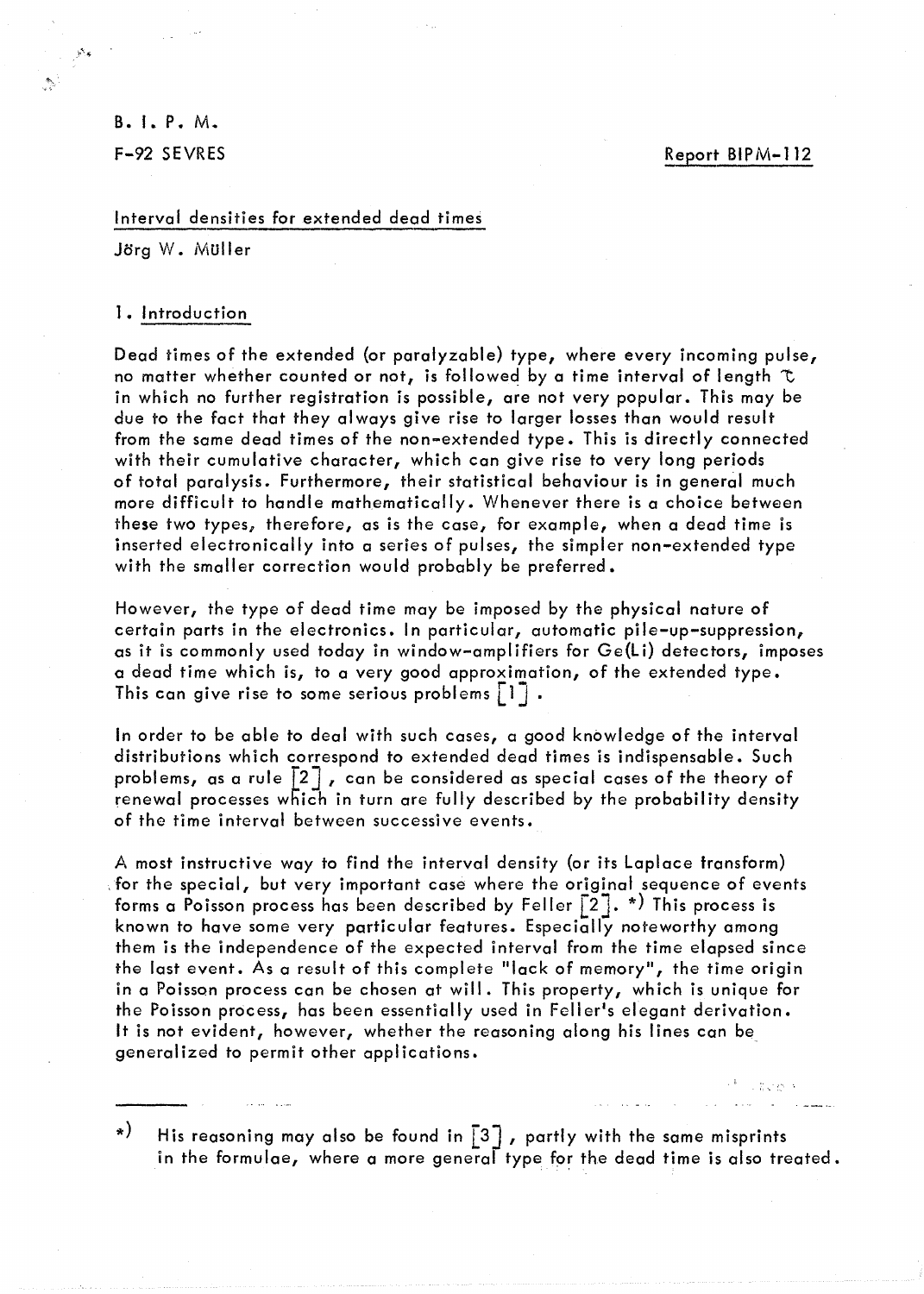B. I. P. M.

F-92 SEVRES

Report BIPM-112

## Interval densities for extended dead times

Jörg W. Müller

### 1. Introduction

Dead times of the extended (or paralyzable) type, where every incoming pulse, no matter whether counted or not, is followed by a time interval of length $\tau$ in which no further registration is possible, are not very popular. This may be due to the fact that they always give rise to larger losses than would result from the same dead times of the non-extended type. This is directly connected with their cumulative character, which can give rise to very long periods of total paralysis. Furthermore, their statistical behaviour is in general much more difficult to handle mathematically. Whenever there is a choice between these two types, therefore, as is the case, for example, when a dead time is inserted electronically into a series of pulses, the simpler non-extended type with the smaller correction would probably be preferred.

However, the type of dead time may be imposed by the physical nature of certain parts in the electronics. In particular, automatic pile-up-suppression, as it is commonly used today in window-amplifiers for Ge(Li) detectors, imposes a dead time which is, to a very good approximation, of the extended type. This can give rise to some serious problems [1].

In order to be able to deal with such cases, a good knowledge of the interval distributions which correspond to extended dead times is indispensable. Such problems, as a rule [2], can be considered as special cases of the theory of renewal processes which in turn are fully described by the probability density of the time interval between successive events.

A most instructive way to find the interval density (or its Laplace transform) for the special, but very important case where the original sequence of events forms a Poisson process has been described by Feller [2]. *) This process is known to have some very particular features. Especially noteworthy among them is the independence of the expected interval from the time elapsed since the last event. As a result of this complete "lack of memory", the time origin in a Poisson process can be chosen at will. This property, which is unique for the Poisson process, has been essentially used in Feller's elegant derivation. It is not evident, however, whether the reasoning along his lines can be generalized to permit other applications.

---

*) His reasoning may also be found in [3], partly with the same misprints in the formulae, where a more general type for the dead time is also treated.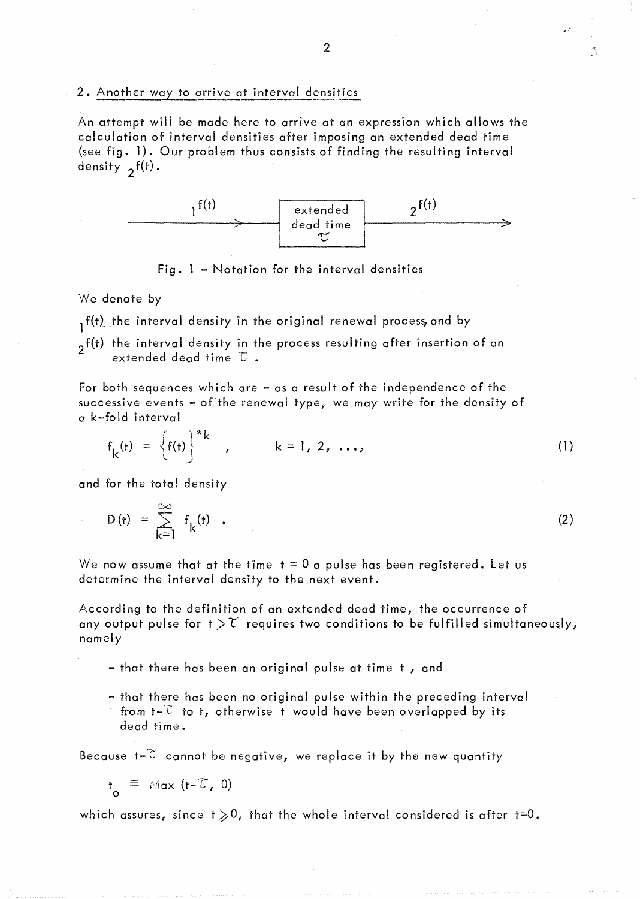## 2. Another way to arrive at interval densities

An attempt will be made here to arrive at an expression which allows the calculation of interval densities after imposing an extended dead time (see fig. 1). Our problem thus consists of finding the resulting interval density ${}_2f(t)$.

$${}_1f(t) \longrightarrow \boxed{\text{extended dead time } \tau} \longrightarrow {}_2f(t)$$

Fig. 1 – Notation for the interval densities

We denote by

${}_1f(t)$ the interval density in the original renewal process, and by

${}_2f(t)$ the interval density in the process resulting after insertion of an extended dead time $\tau$.

For both sequences which are – as a result of the independence of the successive events – of the renewal type, we may write for the density of a k-fold interval

$$f_k(t) = \left\{ f(t) \right\}^{*k}, \qquad k = 1, 2, \ldots, \tag{1}$$

and for the total density

$$D(t) = \sum_{k=1}^{\infty} f_k(t) . \tag{2}$$

We now assume that at the time $t = 0$ a pulse has been registered. Let us determine the interval density to the next event.

According to the definition of an extended dead time, the occurrence of any output pulse for $t > \tau$ requires two conditions to be fulfilled simultaneously, namely

- that there has been an original pulse at time $t$, and
- that there has been no original pulse within the preceding interval from $t-\tau$ to $t$, otherwise $t$ would have been overlapped by its dead time.

Because $t-\tau$ cannot be negative, we replace it by the new quantity

$$t_o \equiv \text{Max}\,(t-\tau,\ 0)$$

which assures, since $t \geqslant 0$, that the whole interval considered is after $t=0$.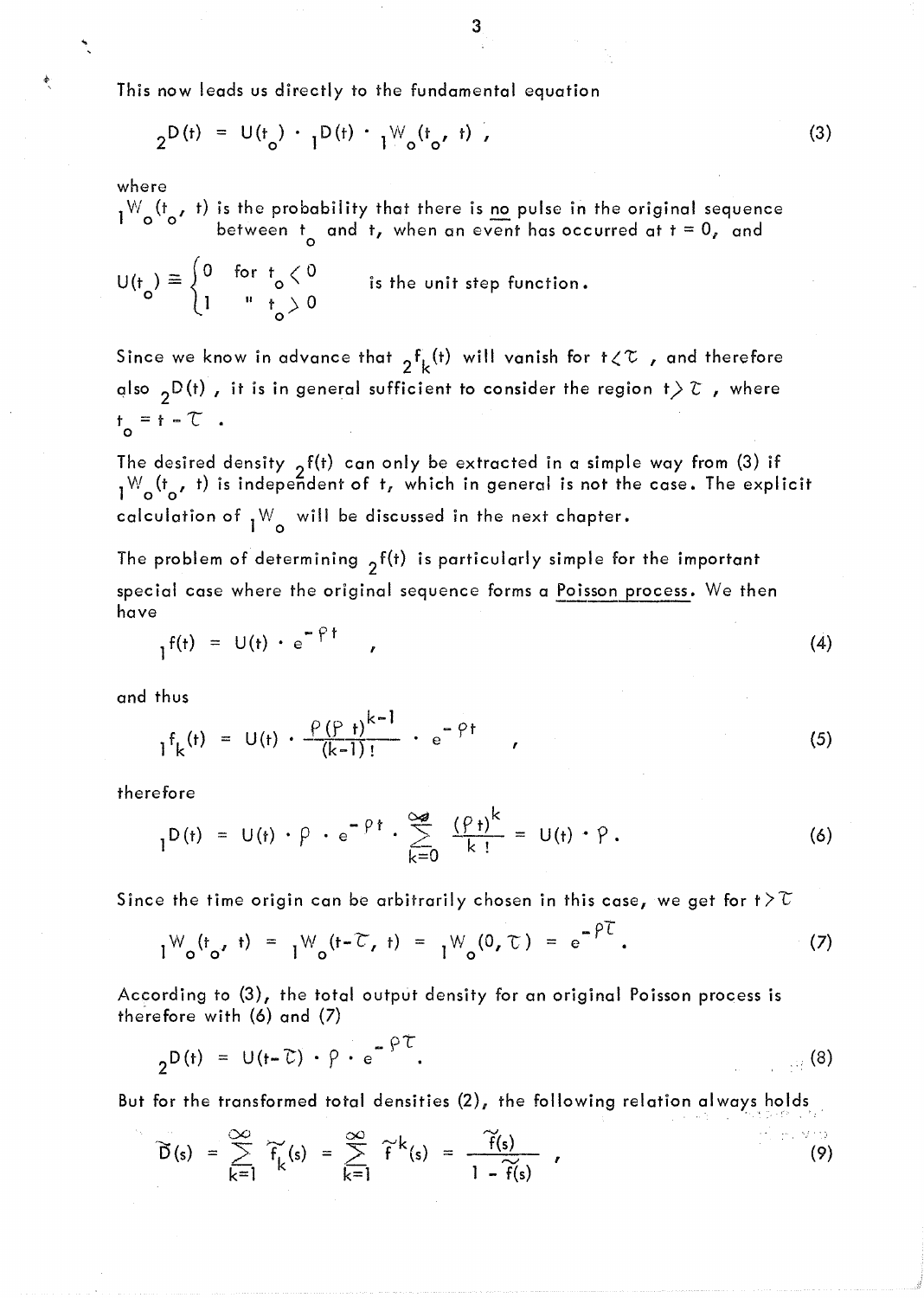This now leads us directly to the fundamental equation

$$ {}_2D(t) = U(t_o) \cdot {}_1D(t) \cdot {}_1W_o(t_o, t) , \tag{3}$$

where

${}_1W_o(t_o, t)$ is the probability that there is no pulse in the original sequence between $t_o$ and $t$, when an event has occurred at $t = 0$, and

$$U(t_o) \equiv \begin{cases} 0 & \text{for } t_o < 0 \\ 1 & \text{"} \; t_o > 0 \end{cases} \quad \text{is the unit step function.}$$

Since we know in advance that ${}_2f_k(t)$ will vanish for $t < \tau$ , and therefore also ${}_2D(t)$ , it is in general sufficient to consider the region $t > \tau$ , where $t_o = t - \tau$ .

The desired density ${}_2f(t)$ can only be extracted in a simple way from (3) if ${}_1W_o(t_o, t)$ is independent of t, which in general is not the case. The explicit calculation of ${}_1W_o$ will be discussed in the next chapter.

The problem of determining ${}_2f(t)$ is particularly simple for the important special case where the original sequence forms a Poisson process. We then have

$$ {}_1f(t) = U(t) \cdot e^{-\rho t} , \tag{4}$$

and thus

$$ {}_1f_k(t) = U(t) \cdot \frac{\rho (\rho t)^{k-1}}{(k-1)!} \cdot e^{-\rho t} , \tag{5}$$

therefore

$$ {}_1D(t) = U(t) \cdot \rho \cdot e^{-\rho t} \cdot \sum_{k=0}^{\infty} \frac{(\rho t)^k}{k!} = U(t) \cdot \rho . \tag{6}$$

Since the time origin can be arbitrarily chosen in this case, we get for $t > \tau$

$$ {}_1W_o(t_o, t) = {}_1W_o(t-\tau, t) = {}_1W_o(0, \tau) = e^{-\rho \tau} . \tag{7}$$

According to (3), the total output density for an original Poisson process is therefore with (6) and (7)

$$ {}_2D(t) = U(t-\tau) \cdot \rho \cdot e^{-\rho \tau} . \tag{8}$$

But for the transformed total densities (2), the following relation always holds

$$ \tilde{D}(s) = \sum_{k=1}^{\infty} \tilde{f}_k(s) = \sum_{k=1}^{\infty} \tilde{f}^k(s) = \frac{\tilde{f}(s)}{1 - \tilde{f}(s)} , \tag{9}$$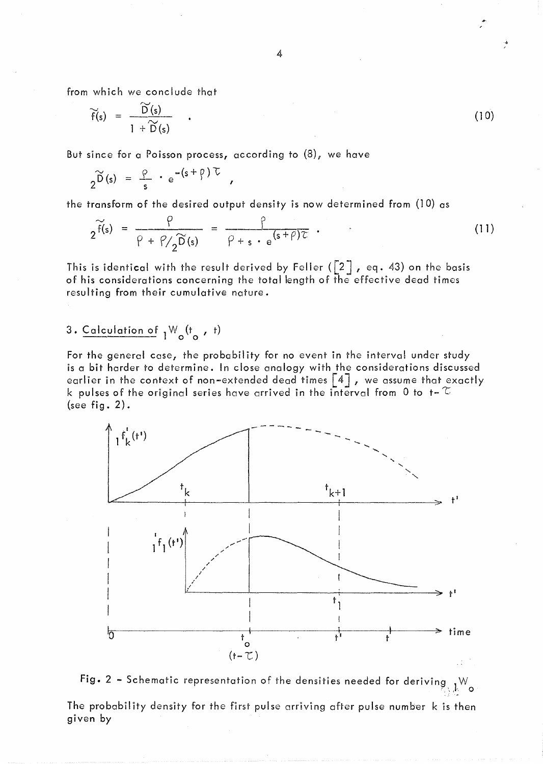from which we conclude that

$$\widetilde{f}(s) = \frac{\widetilde{D}(s)}{1 + \widetilde{D}(s)} \quad . \tag{10}$$

But since for a Poisson process, according to (8), we have

$$_2\widetilde{D}(s) = \frac{\rho}{s} \cdot e^{-(s+\rho)\tau} \quad ,$$

the transform of the desired output density is now determined from (10) as

$$_2\widetilde{f}(s) = \frac{\rho}{\rho + \rho/_2\widetilde{D}(s)} = \frac{\rho}{\rho + s \cdot e^{(s+\rho)\tau}} \quad . \tag{11}$$

This is identical with the result derived by Feller ([2], eq. 43) on the basis of his considerations concerning the total length of the effective dead times resulting from their cumulative nature.

## 3. Calculation of $_1W_o(t_o, t)$

For the general case, the probability for no event in the interval under study is a bit harder to determine. In close analogy with the considerations discussed earlier in the context of non-extended dead times [4], we assume that exactly k pulses of the original series have arrived in the interval from 0 to $t-\tau$ (see fig. 2).

Fig. 2 - Schematic representation of the densities needed for deriving $_1W_o$

The probability density for the first pulse arriving after pulse number k is then given by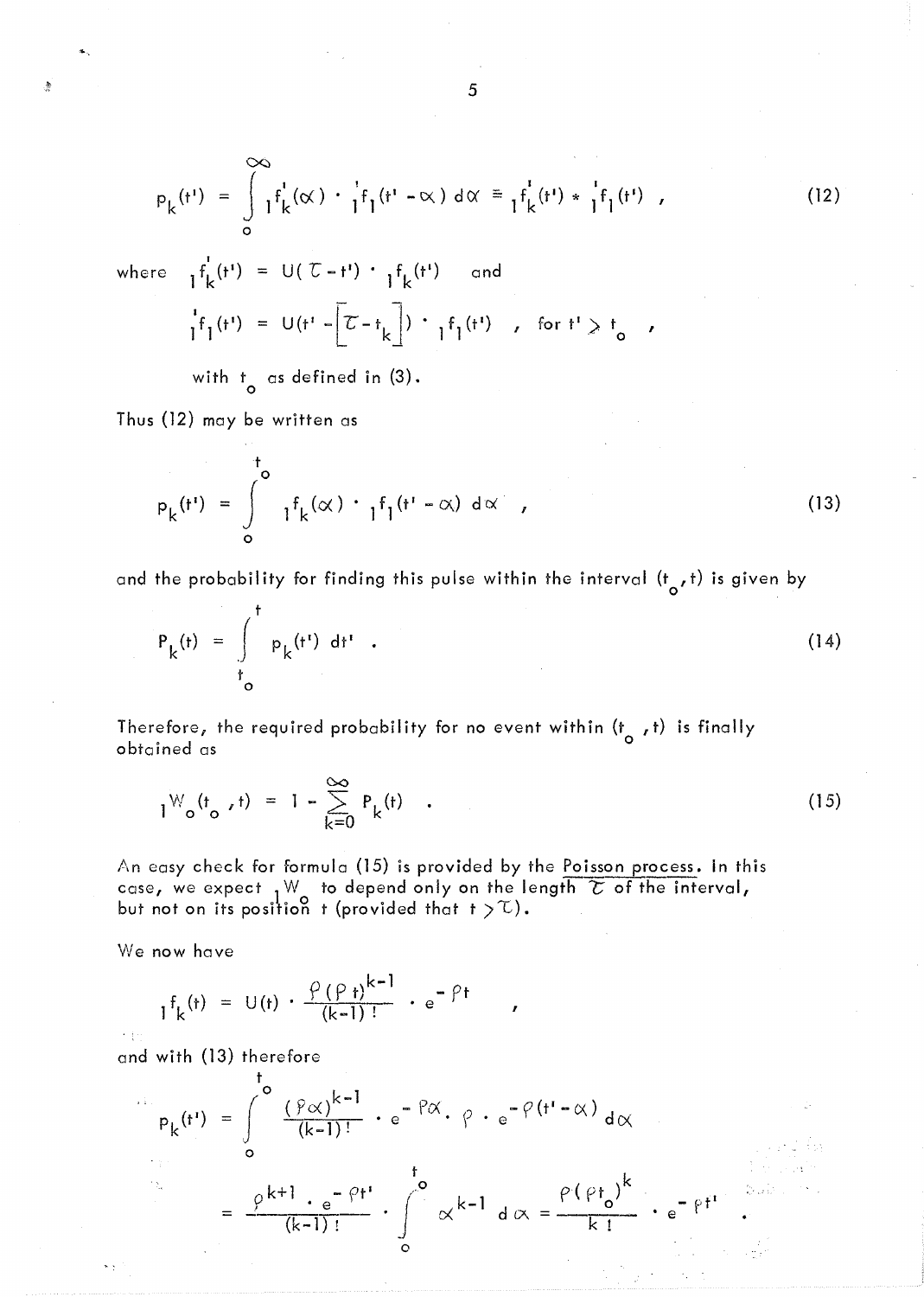$$p_k(t') = \int_0^{\infty} {}_1f'_k(\alpha) \cdot {}_1'f_1(t' - \alpha)\, d\alpha \equiv {}_1f'_k(t') * {}_1'f_1(t') \quad , \tag{12}$$

where ${}_1f'_k(t') = U(\mathcal{T} - t') \cdot {}_1f_k(t')$ and

$${}_1'f_1(t') = U(t' - [\mathcal{T} - t_k]) \cdot {}_1f_1(t') \quad , \quad \text{for } t' > t_o \quad ,$$

with $t_o$ as defined in (3).

Thus (12) may be written as

$$p_k(t') = \int_0^{t_o} {}_1f_k(\alpha) \cdot {}_1f_1(t' - \alpha)\, d\alpha \quad , \tag{13}$$

and the probability for finding this pulse within the interval $(t_o, t)$ is given by

$$P_k(t) = \int_{t_o}^{t} p_k(t')\, dt' \quad . \tag{14}$$

Therefore, the required probability for no event within $(t_o, t)$ is finally obtained as

$${}_1W_o(t_o, t) = 1 - \sum_{k=0}^{\infty} P_k(t) \quad . \tag{15}$$

An easy check for formula (15) is provided by the Poisson process. In this case, we expect ${}_1W_o$ to depend only on the length $\mathcal{T}$ of the interval, but not on its position $t$ (provided that $t > \mathcal{T}$).

We now have

$${}_1f_k(t) = U(t) \cdot \frac{\rho(\rho t)^{k-1}}{(k-1)!} \cdot e^{-\rho t} \quad ,$$

and with (13) therefore

$$p_k(t') = \int_0^{t_o} \frac{(\rho\alpha)^{k-1}}{(k-1)!} \cdot e^{-\rho\alpha} \cdot \rho \cdot e^{-\rho(t'-\alpha)}\, d\alpha$$

$$= \frac{\rho^{k+1} \cdot e^{-\rho t'}}{(k-1)!} \cdot \int_0^{t_o} \alpha^{k-1}\, d\alpha = \frac{\rho(\rho t_o)^k}{k!} \cdot e^{-\rho t'} \quad .$$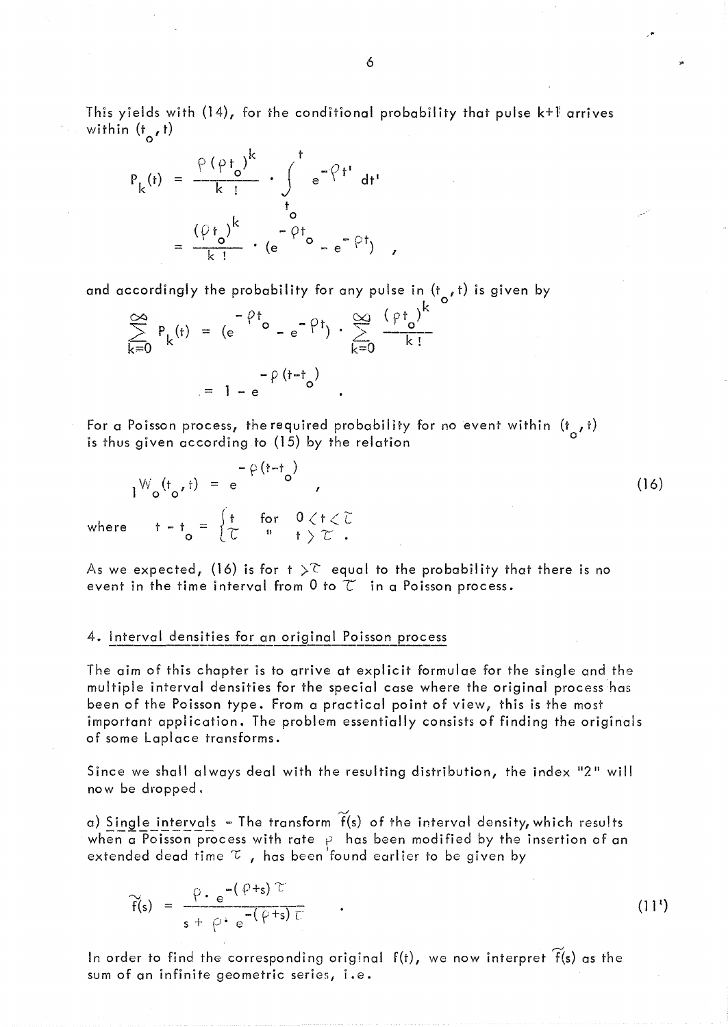This yields with (14), for the conditional probability that pulse k+1 arrives within $(t_o, t)$

$$P_k(t) = \frac{\rho (\rho t_o)^k}{k!} \cdot \int_{t_o}^{t} e^{-\rho t'} \, dt'$$

$$= \frac{(\rho t_o)^k}{k!} \cdot (e^{-\rho t_o} - e^{-\rho t}) \quad ,$$

and accordingly the probability for any pulse in $(t_o, t)$ is given by

$$\sum_{k=0}^{\infty} P_k(t) = (e^{-\rho t_o} - e^{-\rho t}) \cdot \sum_{k=0}^{\infty} \frac{(\rho t_o)^k}{k!}$$

$$= 1 - e^{-\rho (t - t_o)} \quad .$$

For a Poisson process, the required probability for no event within $(t_o, t)$ is thus given according to (15) by the relation

$${}_1W_o(t_o, t) = e^{-\rho (t - t_o)} \quad , \tag{16}$$

where $\quad t - t_o = \begin{cases} t & \text{for} \quad 0 < t < \tau \\ \tau & \quad " \quad\;\; t > \tau \; . \end{cases}$

As we expected, (16) is for $t > \tau$ equal to the probability that there is no event in the time interval from 0 to $\tau$ in a Poisson process.

## 4. Interval densities for an original Poisson process

The aim of this chapter is to arrive at explicit formulae for the single and the multiple interval densities for the special case where the original process has been of the Poisson type. From a practical point of view, this is the most important application. The problem essentially consists of finding the originals of some Laplace transforms.

Since we shall always deal with the resulting distribution, the index "2" will now be dropped.

a) Single intervals - The transform $\tilde{f}(s)$ of the interval density, which results when a Poisson process with rate $\rho$ has been modified by the insertion of an extended dead time $\tau$, has been found earlier to be given by

$$\tilde{f}(s) = \frac{\rho \cdot e^{-(\rho + s)\tau}}{s + \rho \cdot e^{-(\rho + s)\tau}} \quad . \tag{11'}$$

In order to find the corresponding original $f(t)$, we now interpret $\tilde{f}(s)$ as the sum of an infinite geometric series, i.e.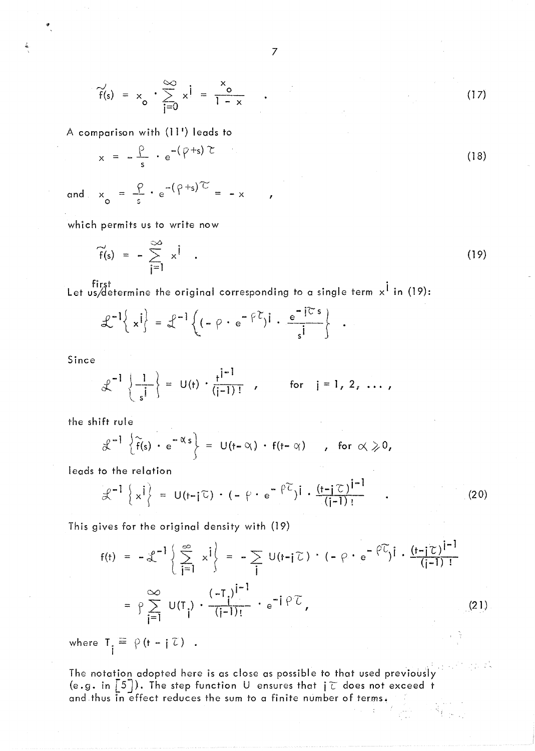$$\tilde{f}(s) = x_o \cdot \sum_{j=0}^{\infty} x^j = \frac{x_o}{1 - x} \quad . \tag{17}$$

A comparison with (11') leads to

$$x = -\frac{\rho}{s} \cdot e^{-(\rho+s)\tau} \tag{18}$$

and $x_o = \frac{\rho}{s} \cdot e^{-(\rho+s)\tau} = -x$ ,

which permits us to write now

$$\tilde{f}(s) = -\sum_{j=1}^{\infty} x^j \quad . \tag{19}$$

Let us first determine the original corresponding to a single term $x^j$ in (19):

$$\mathcal{L}^{-1}\{x^j\} = \mathcal{L}^{-1}\left\{(-\rho \cdot e^{-\rho\tau})^j \cdot \frac{e^{-j\tau s}}{s^j}\right\} \quad .$$

Since

$$\mathcal{L}^{-1}\left\{\frac{1}{s^j}\right\} = U(t) \cdot \frac{t^{j-1}}{(j-1)!} \quad , \qquad \text{for } j = 1, 2, \ldots ,$$

the shift rule

$$\mathcal{L}^{-1}\left\{\tilde{f}(s) \cdot e^{-\alpha s}\right\} = U(t-\alpha) \cdot f(t-\alpha) \quad , \text{ for } \alpha \geqslant 0,$$

leads to the relation

$$\mathcal{L}^{-1}\left\{x^j\right\} = U(t-j\tau) \cdot (-\rho \cdot e^{-\rho\tau})^j \cdot \frac{(t-j\tau)^{j-1}}{(j-1)!} \quad . \tag{20}$$

This gives for the original density with (19)

$$\begin{aligned} f(t) &= -\mathcal{L}^{-1}\left\{\sum_{j=1}^{\infty} x^j\right\} = -\sum_j U(t-j\tau) \cdot (-\rho \cdot e^{-\rho\tau})^j \cdot \frac{(t-j\tau)^{j-1}}{(j-1)!} \\ &= \rho \sum_{j=1}^{\infty} U(T_j) \cdot \frac{(-T_j)^{j-1}}{(j-1)!} \cdot e^{-j\rho\tau} , \end{aligned} \tag{21}$$

where $T_j \equiv \rho(t - j\tau)$ .

The notation adopted here is as close as possible to that used previously (e.g. in [5]). The step function U ensures that $j\tau$ does not exceed t and thus in effect reduces the sum to a finite number of terms.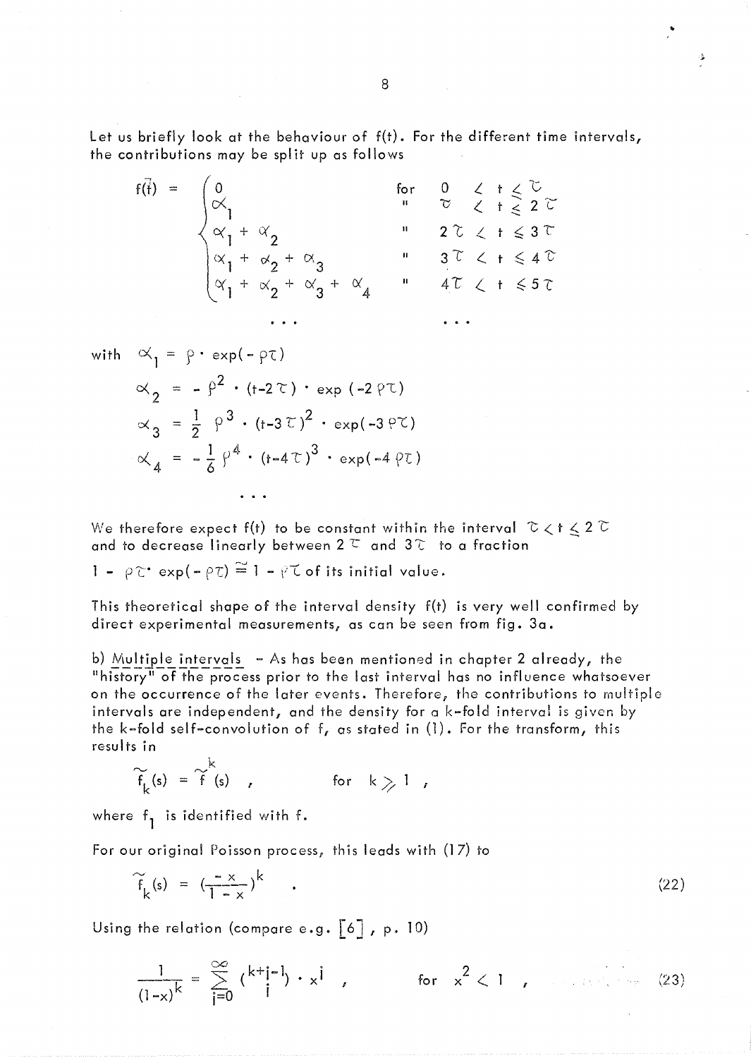Let us briefly look at the behaviour of f(t). For the different time intervals, the contributions may be split up as follows

$$
f(t) = \begin{cases} 0 & \text{for} \quad 0 < t \leq \tau \\ \alpha_1 & \quad '' \quad \tau < t \leq 2\tau \\ \alpha_1 + \alpha_2 & \quad '' \quad 2\tau < t \leq 3\tau \\ \alpha_1 + \alpha_2 + \alpha_3 & \quad '' \quad 3\tau < t \leq 4\tau \\ \alpha_1 + \alpha_2 + \alpha_3 + \alpha_4 & \quad '' \quad 4\tau < t \leq 5\tau \\ \quad \cdots & \quad \cdots \end{cases}
$$

with

$$
\begin{aligned}
\alpha_1 &= \rho \cdot \exp(-\rho\tau) \\
\alpha_2 &= -\rho^2 \cdot (t-2\tau) \cdot \exp(-2\rho\tau) \\
\alpha_3 &= \frac{1}{2}\,\rho^3 \cdot (t-3\tau)^2 \cdot \exp(-3\rho\tau) \\
\alpha_4 &= -\frac{1}{6}\,\rho^4 \cdot (t-4\tau)^3 \cdot \exp(-4\rho\tau) \\
&\cdots
\end{aligned}
$$

We therefore expect f(t) to be constant within the interval $\tau < t \leq 2\tau$ and to decrease linearly between $2\tau$ and $3\tau$ to a fraction

$1 - \rho\tau \cdot \exp(-\rho\tau) \cong 1 - \rho\tau$ of its initial value.

This theoretical shape of the interval density f(t) is very well confirmed by direct experimental measurements, as can be seen from fig. 3a.

b) Multiple intervals – As has been mentioned in chapter 2 already, the "history" of the process prior to the last interval has no influence whatsoever on the occurrence of the later events. Therefore, the contributions to multiple intervals are independent, and the density for a k-fold interval is given by the k-fold self-convolution of f, as stated in (1). For the transform, this results in

$$
\tilde{f}_k(s) = \tilde{f}^k(s) \quad , \qquad \text{for} \quad k \geq 1 \; ,
$$

where $f_1$ is identified with f.

For our original Poisson process, this leads with (17) to

$$
\tilde{f}_k(s) = \left(\frac{-x}{1-x}\right)^k \quad . \tag{22}
$$

Using the relation (compare e.g. [6], p. 10)

$$
\frac{1}{(1-x)^k} = \sum_{j=0}^{\infty} \binom{k+j-1}{j} \cdot x^j \quad , \qquad \text{for} \quad x^2 < 1 \quad , \tag{23}
$$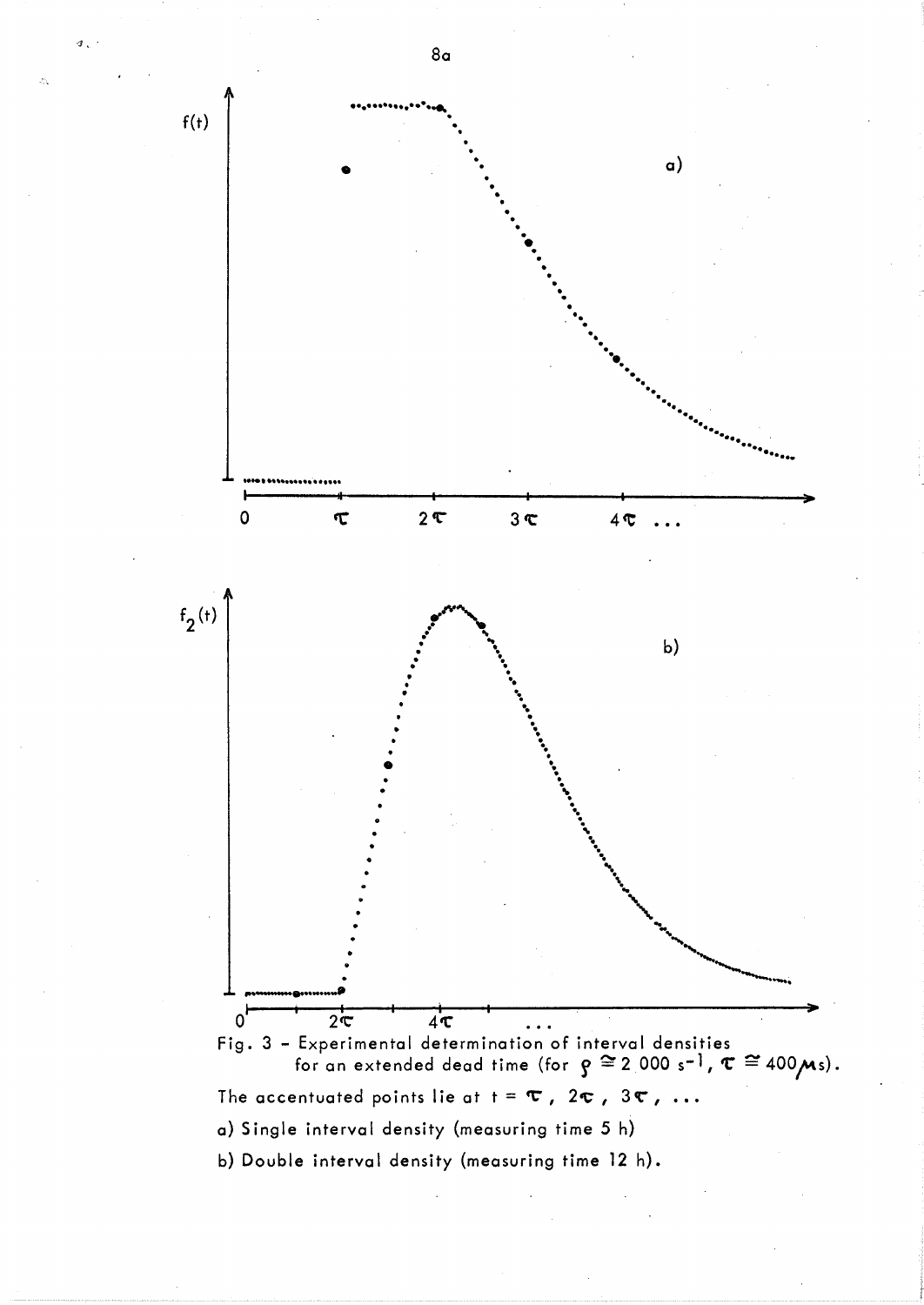Fig. 3 - Experimental determination of interval densities for an extended dead time (for $\rho \cong 2\,000\ s^{-1}$, $\tau \cong 400\ \mu s$).

The accentuated points lie at $t = \tau,\ 2\tau,\ 3\tau,\ \ldots$

a) Single interval density (measuring time 5 h)

b) Double interval density (measuring time 12 h).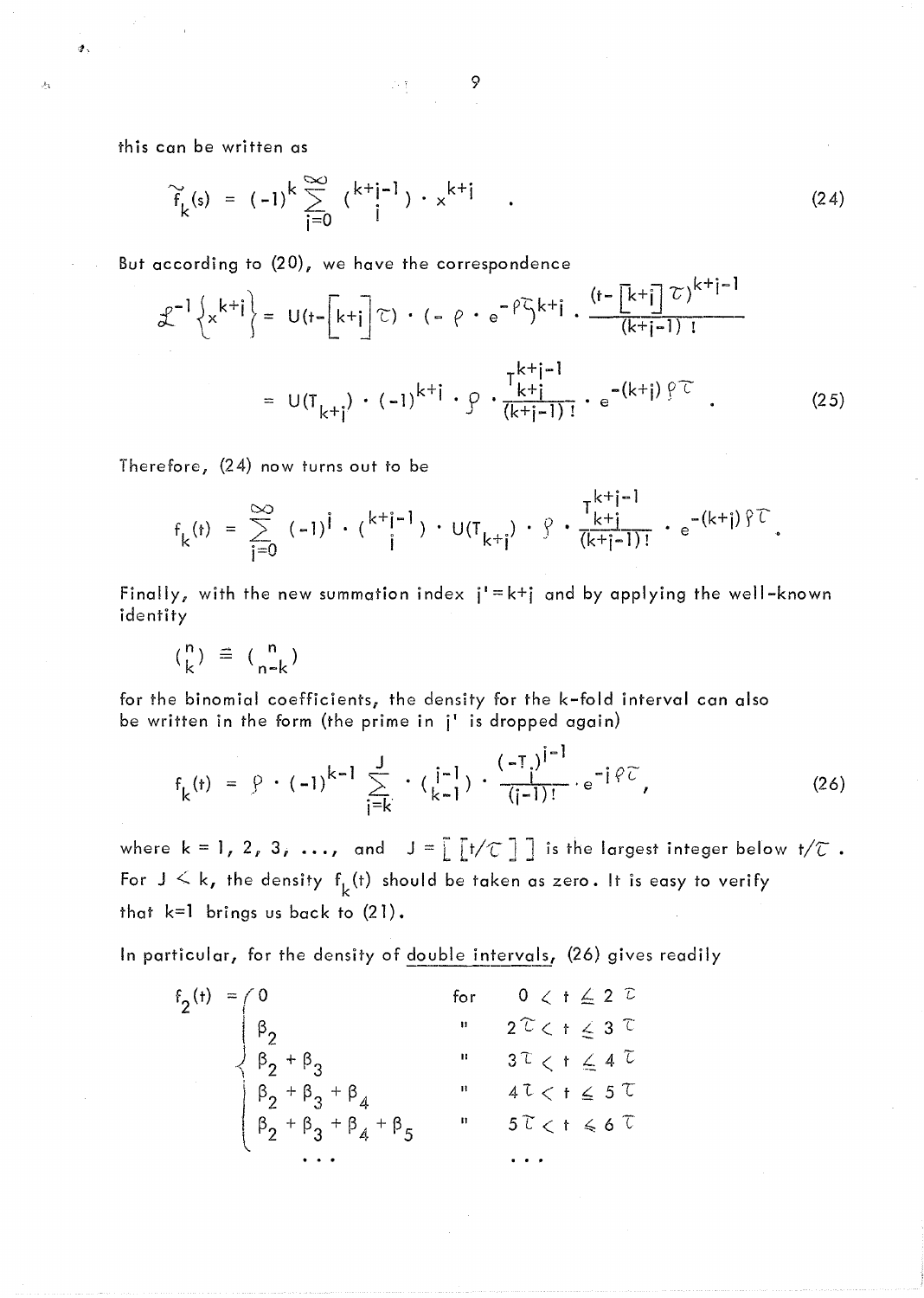this can be written as

$$\tilde{f}_k(s) = (-1)^k \sum_{j=0}^{\infty} \binom{k+j-1}{j} \cdot x^{k+j} \quad . \tag{24}$$

But according to (20), we have the correspondence

$$\mathcal{L}^{-1}\left\{x^{k+j}\right\} = U(t-\left[k+j\right]\tau) \cdot (-\rho \cdot e^{-\rho\tau})^{k+j} \cdot \frac{(t-\left[k+j\right]\tau)^{k+j-1}}{(k+j-1)\,!}$$

$$= U(T_{k+j}) \cdot (-1)^{k+j} \cdot \rho \cdot \frac{T_{k+j}^{k+j-1}}{(k+j-1)\,!} \cdot e^{-(k+j)\rho\tau} \quad . \tag{25}$$

Therefore, (24) now turns out to be

$$f_k(t) = \sum_{j=0}^{\infty} (-1)^j \cdot \binom{k+j-1}{j} \cdot U(T_{k+j}) \cdot \rho \cdot \frac{T_{k+j}^{k+j-1}}{(k+j-1)!} \cdot e^{-(k+j)\rho\tau} .$$

Finally, with the new summation index $j' = k+j$ and by applying the well-known identity

$$\binom{n}{k} \equiv \binom{n}{n-k}$$

for the binomial coefficients, the density for the k-fold interval can also be written in the form (the prime in $j'$ is dropped again)

$$f_k(t) = \rho \cdot (-1)^{k-1} \sum_{j=k}^{J} \cdot \binom{j-1}{k-1} \cdot \frac{(-T_j)^{j-1}}{(j-1)!} \cdot e^{-j\rho\tau} , \tag{26}$$

where $k = 1, 2, 3, \ldots$, and $J = \left[\!\left[ t/\tau \right]\!\right]$ is the largest integer below $t/\tau$ . For $J < k$, the density $f_k(t)$ should be taken as zero. It is easy to verify that k=1 brings us back to (21).

In particular, for the density of <u>double intervals</u>, (26) gives readily

$$f_2(t) = \begin{cases} 0 & \text{for} \quad 0 < t \leq 2\,\tau \\ \beta_2 & \text{"} \quad 2\tau < t \leq 3\,\tau \\ \beta_2 + \beta_3 & \text{"} \quad 3\tau < t \leq 4\,\tau \\ \beta_2 + \beta_3 + \beta_4 & \text{"} \quad 4\tau < t \leq 5\,\tau \\ \beta_2 + \beta_3 + \beta_4 + \beta_5 & \text{"} \quad 5\tau < t \leq 6\,\tau \\ \ldots & \ldots \end{cases}$$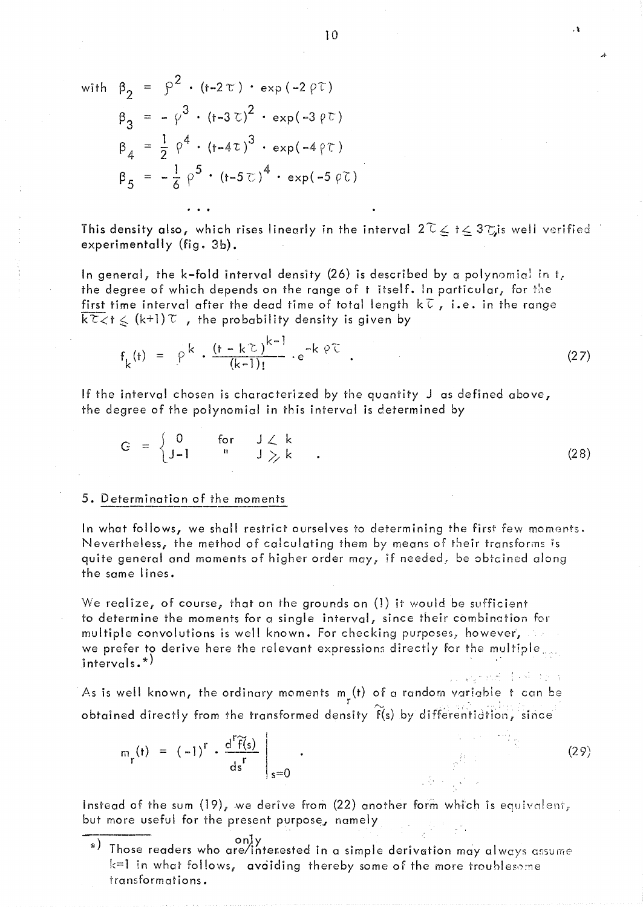with $\beta_2 = \rho^2 \cdot (t-2\tau) \cdot \exp(-2\rho\tau)$

$$\beta_3 = -\rho^3 \cdot (t-3\tau)^2 \cdot \exp(-3\rho\tau)$$

$$\beta_4 = \frac{1}{2}\rho^4 \cdot (t-4\tau)^3 \cdot \exp(-4\rho\tau)$$

$$\beta_5 = -\frac{1}{6}\rho^5 \cdot (t-5\tau)^4 \cdot \exp(-5\rho\tau)$$

$$\cdots$$

This density also, which rises linearly in the interval $2\tau \leq t \leq 3\tau$, is well verified experimentally (fig. 3b).

In general, the k-fold interval density (26) is described by a polynomial in t, the degree of which depends on the range of t itself. In particular, for the first time interval after the dead time of total length $k\tau$, i.e. in the range $k\tau < t \leq (k+1)\tau$, the probability density is given by

$$f_k(t) = \rho^k \cdot \frac{(t-k\tau)^{k-1}}{(k-1)!} \cdot e^{-k\rho\tau} \quad . \tag{27}$$

If the interval chosen is characterized by the quantity J as defined above, the degree of the polynomial in this interval is determined by

$$G = \begin{cases} 0 & \text{for} \quad J < k \\ J-1 & \quad " \quad\; J \geq k \end{cases} \quad . \tag{28}$$

## 5. Determination of the moments

In what follows, we shall restrict ourselves to determining the first few moments. Nevertheless, the method of calculating them by means of their transforms is quite general and moments of higher order may, if needed, be obtained along the same lines.

We realize, of course, that on the grounds on (1) it would be sufficient to determine the moments for a single interval, since their combination for multiple convolutions is well known. For checking purposes, however, we prefer to derive here the relevant expressions directly for the multiple intervals.*)

As is well known, the ordinary moments $m_r(t)$ of a random variable t can be obtained directly from the transformed density $\tilde{f}(s)$ by differentiation, since

$$m_r(t) = (-1)^r \cdot \left.\frac{d^r \tilde{f}(s)}{ds^r}\right|_{s=0} \quad . \tag{29}$$

Instead of the sum (19), we derive from (22) another form which is equivalent, but more useful for the present purpose, namely

---

*) Those readers who are only interested in a simple derivation may always assume k=1 in what follows, avoiding thereby some of the more troublesome transformations.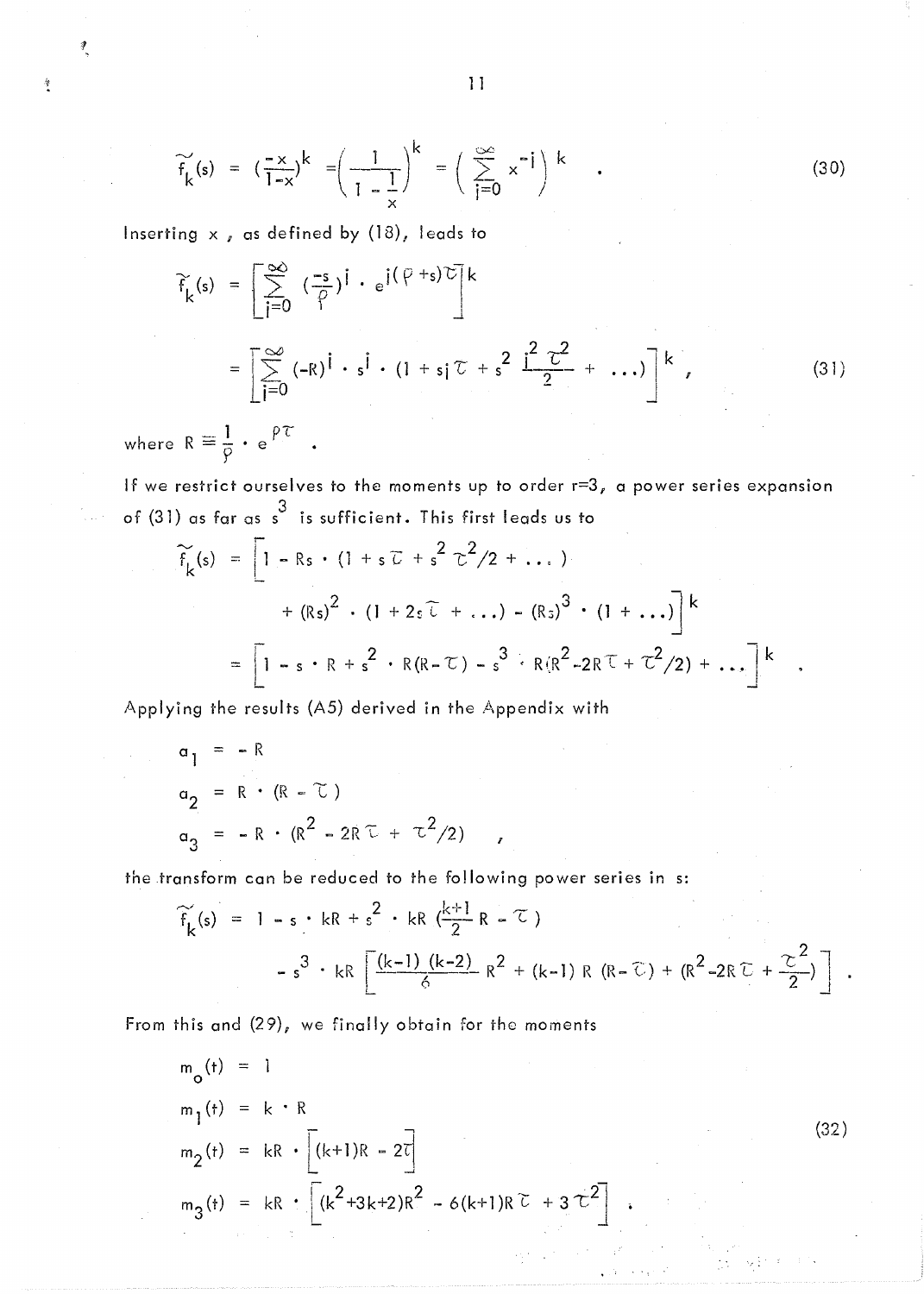$$\widetilde{f}_k(s) = \left(\frac{-x}{1-x}\right)^k = \left(\frac{1}{1-\frac{1}{x}}\right)^k = \left(\sum_{j=0}^{\infty} x^{-j}\right)^k \quad . \tag{30}$$

Inserting $x$, as defined by (18), leads to

$$\begin{aligned}
\widetilde{f}_k(s) &= \left[\sum_{j=0}^{\infty} \left(\frac{-s}{\rho}\right)^j \cdot e^{j(\rho+s)\tau}\right]^k \\
&= \left[\sum_{j=0}^{\infty} (-R)^j \cdot s^j \cdot (1 + sj\tau + s^2 \frac{j^2\tau^2}{2} + \ldots)\right]^k ,
\end{aligned} \tag{31}$$

where $R \equiv \frac{1}{\rho} \cdot e^{\rho\tau}$ .

If we restrict ourselves to the moments up to order $r=3$, a power series expansion of (31) as far as $s^3$ is sufficient. This first leads us to

$$\begin{aligned}
\widetilde{f}_k(s) &= \Big[1 - Rs \cdot (1 + s\tau + s^2\tau^2/2 + \ldots) \\
&\qquad + (Rs)^2 \cdot (1 + 2s\tau + \ldots) - (Rs)^3 \cdot (1 + \ldots)\Big]^k \\
&= \left[1 - s \cdot R + s^2 \cdot R(R-\tau) - s^3 \cdot R(R^2 - 2R\tau + \tau^2/2) + \ldots\right]^k \quad .
\end{aligned}$$

Applying the results (A5) derived in the Appendix with

$$\begin{aligned}
a_1 &= -R \\
a_2 &= R \cdot (R - \tau) \\
a_3 &= -R \cdot (R^2 - 2R\tau + \tau^2/2) \quad ,
\end{aligned}$$

the transform can be reduced to the following power series in $s$:

$$\begin{aligned}
\widetilde{f}_k(s) &= 1 - s \cdot kR + s^2 \cdot kR\left(\frac{k+1}{2}R - \tau\right) \\
&\qquad - s^3 \cdot kR\left[\frac{(k-1)(k-2)}{6}R^2 + (k-1)R(R-\tau) + (R^2 - 2R\tau + \frac{\tau^2}{2})\right] \quad .
\end{aligned}$$

From this and (29), we finally obtain for the moments

$$\begin{aligned}
m_0(t) &= 1 \\
m_1(t) &= k \cdot R \\
m_2(t) &= kR \cdot \left[(k+1)R - 2\tau\right] \\
m_3(t) &= kR \cdot \left[(k^2+3k+2)R^2 - 6(k+1)R\tau + 3\tau^2\right] \quad .
\end{aligned} \tag{32}$$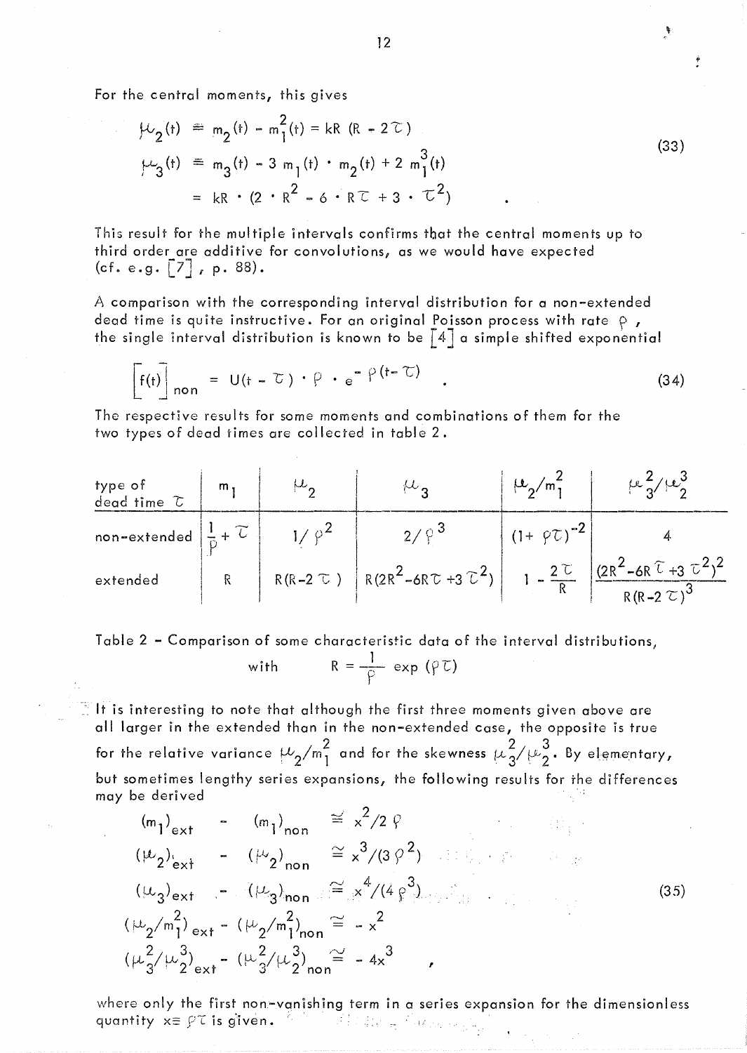For the central moments, this gives

$$\begin{aligned}
\mu_2(t) &\equiv m_2(t) - m_1^2(t) = kR\,(R - 2\tau) \\
\mu_3(t) &\equiv m_3(t) - 3\,m_1(t)\cdot m_2(t) + 2\,m_1^3(t) \\
&= kR\cdot(2\cdot R^2 - 6\cdot R\tau + 3\cdot\tau^2)
\end{aligned} \tag{33}$$

This result for the multiple intervals confirms that the central moments up to third order are additive for convolutions, as we would have expected (cf. e.g. [7], p. 88).

A comparison with the corresponding interval distribution for a non-extended dead time is quite instructive. For an original Poisson process with rate $\rho$, the single interval distribution is known to be [4] a simple shifted exponential

$$\left[f(t)\right]_{non} = U(t-\tau)\cdot\rho\cdot e^{-\rho(t-\tau)} \quad . \tag{34}$$

The respective results for some moments and combinations of them for the two types of dead times are collected in table 2.

| type of dead time $\tau$ | $m_1$ | $\mu_2$ | $\mu_3$ | $\mu_2/m_1^2$ | $\mu_3^2/\mu_2^3$ |
|---|---|---|---|---|---|
| non-extended | $\frac{1}{\rho}+\tau$ | $1/\rho^2$ | $2/\rho^3$ | $(1+\rho\tau)^{-2}$ | 4 |
| extended | R | $R(R-2\tau)$ | $R(2R^2-6R\tau+3\tau^2)$ | $1-\frac{2\tau}{R}$ | $\frac{(2R^2-6R\tau+3\tau^2)^2}{R(R-2\tau)^3}$ |

Table 2 – Comparison of some characteristic data of the interval distributions, with $R = \frac{1}{\rho}\exp(\rho\tau)$

It is interesting to note that although the first three moments given above are all larger in the extended than in the non-extended case, the opposite is true for the relative variance $\mu_2/m_1^2$ and for the skewness $\mu_3^2/\mu_2^3$. By elementary, but sometimes lengthy series expansions, the following results for the differences may be derived

$$\begin{aligned}
(m_1)_{ext} &- (m_1)_{non} \cong x^2/2\rho \\
(\mu_2)_{ext} &- (\mu_2)_{non} \cong x^3/(3\rho^2) \\
(\mu_3)_{ext} &- (\mu_3)_{non} \cong x^4/(4\rho^3) \\
(\mu_2/m_1^2)_{ext} &- (\mu_2/m_1^2)_{non} \cong -x^2 \\
(\mu_3^2/\mu_2^3)_{ext} &- (\mu_3^2/\mu_2^3)_{non} \cong -4x^3
\end{aligned} \tag{35}$$

where only the first non-vanishing term in a series expansion for the dimensionless quantity $x \equiv \rho\tau$ is given.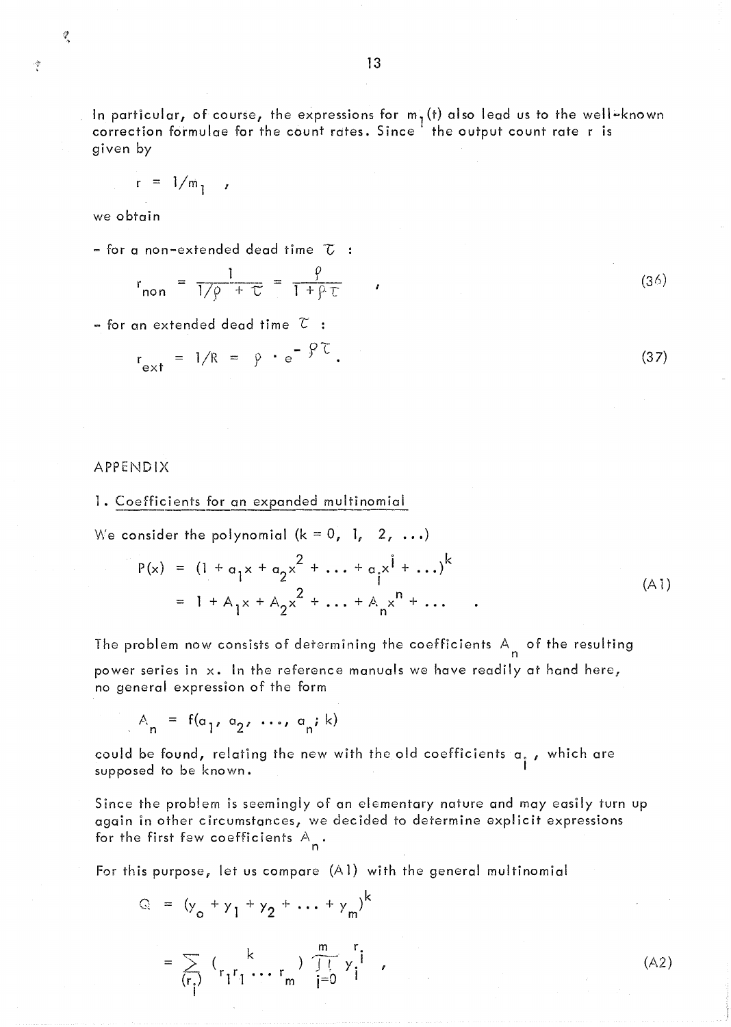In particular, of course, the expressions for $m_1(t)$ also lead us to the well-known correction formulae for the count rates. Since the output count rate r is given by

$$r = 1/m_1 \quad ,$$

we obtain

- for a non-extended dead time $\tau$ :

$$r_{non} = \frac{1}{1/\rho + \tau} = \frac{\rho}{1 + \rho\tau} \quad , \tag{36}$$

- for an extended dead time $\tau$ :

$$r_{ext} = 1/R = \rho \cdot e^{-\rho\tau} . \tag{37}$$

APPENDIX

## 1. Coefficients for an expanded multinomial

We consider the polynomial ($k = 0, 1, 2, \ldots$)

$$\begin{aligned} P(x) &= (1 + a_1 x + a_2 x^2 + \ldots + a_i x^i + \ldots)^k \\ &= 1 + A_1 x + A_2 x^2 + \ldots + A_n x^n + \ldots \quad . \end{aligned} \tag{A1}$$

The problem now consists of determining the coefficients $A_n$ of the resulting power series in x. In the reference manuals we have readily at hand here, no general expression of the form

$$A_n = f(a_1, a_2, \ldots, a_n; k)$$

could be found, relating the new with the old coefficients $a_i$, which are supposed to be known.

Since the problem is seemingly of an elementary nature and may easily turn up again in other circumstances, we decided to determine explicit expressions for the first few coefficients $A_n$.

For this purpose, let us compare (A1) with the general multinomial

$$\begin{aligned} Q &= (y_o + y_1 + y_2 + \ldots + y_m)^k \\ &= \sum_{(r_i)} \binom{k}{r_1 r_1 \ldots r_m} \prod_{i=0}^{m} y_i^{r_i} \quad , \end{aligned} \tag{A2}$$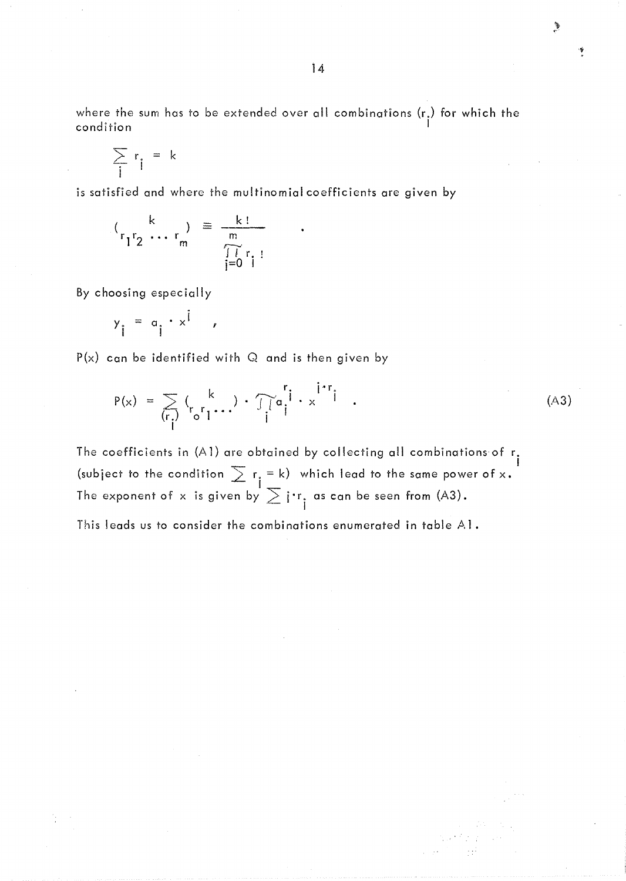where the sum has to be extended over all combinations $(r_i)$ for which the condition

$$\sum_i r_i = k$$

is satisfied and where the multinomial coefficients are given by

$$\binom{k}{r_1 r_2 \ldots r_m} \equiv \frac{k!}{\prod_{j=0}^{m} r_j!} \quad .$$

By choosing especially

$$y_i = a_i \cdot x^i \quad ,$$

$P(x)$ can be identified with $Q$ and is then given by

$$P(x) = \sum_{(r_i)} \binom{k}{r_o r_1 \ldots} \cdot \prod_i a_i^{r_i} \cdot x^{i \cdot r_i} \quad . \tag{A3}$$

The coefficients in (A1) are obtained by collecting all combinations of $r_i$ (subject to the condition $\sum r_i = k$) which lead to the same power of $x$. The exponent of $x$ is given by $\sum i \cdot r_i$ as can be seen from (A3).

This leads us to consider the combinations enumerated in table A1.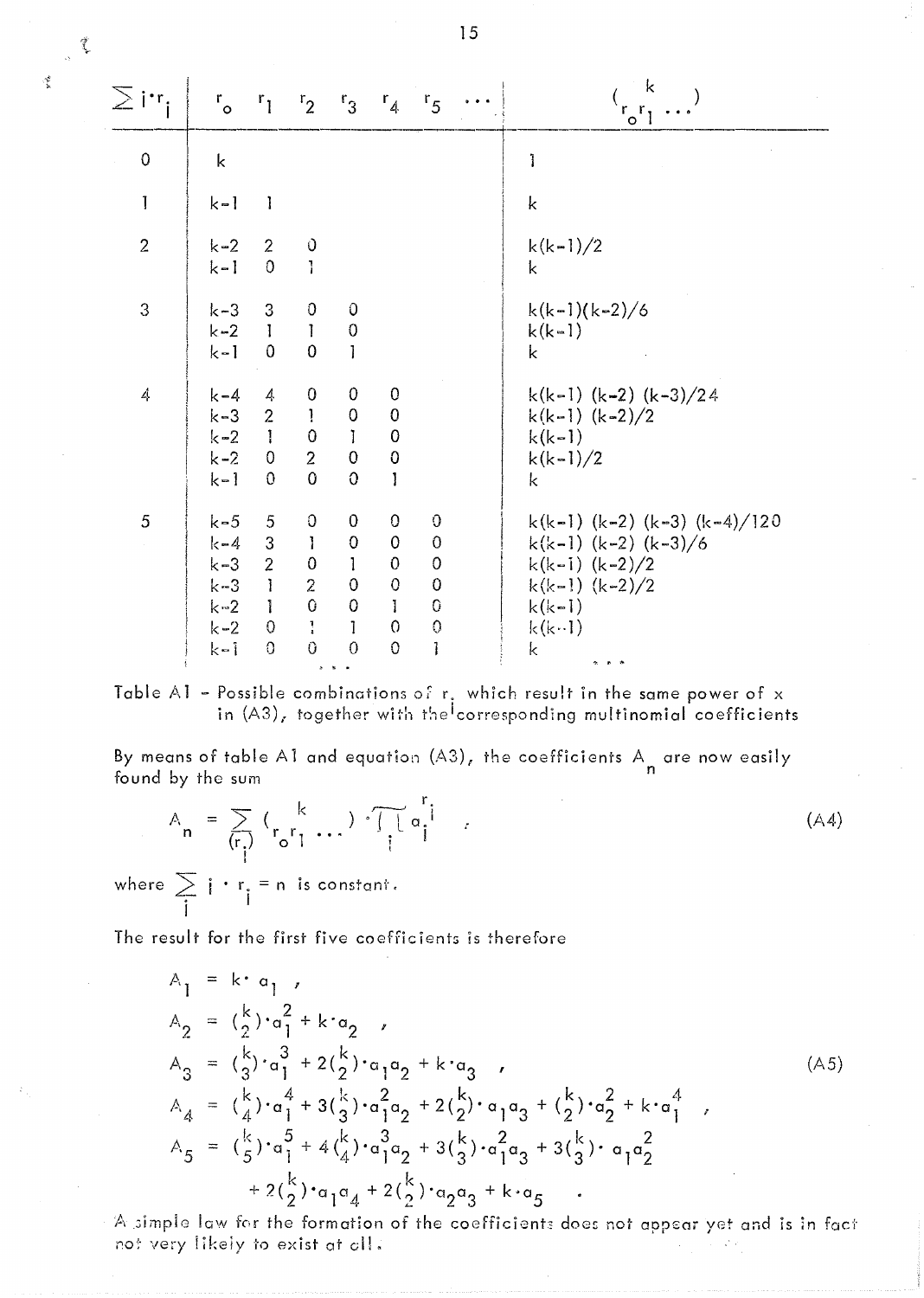| $\sum i \cdot r_i$ | $r_0$ | $r_1$ | $r_2$ | $r_3$ | $r_4$ | $r_5$ | ... | $\binom{k}{r_0 r_1 \ldots}$ |
|---|---|---|---|---|---|---|---|---|
| 0 | $k$ | | | | | | | $1$ |
| 1 | $k-1$ | 1 | | | | | | $k$ |
| 2 | $k-2$ | 2 | 0 | | | | | $k(k-1)/2$ |
| | $k-1$ | 0 | 1 | | | | | $k$ |
| 3 | $k-3$ | 3 | 0 | 0 | | | | $k(k-1)(k-2)/6$ |
| | $k-2$ | 1 | 1 | 0 | | | | $k(k-1)$ |
| | $k-1$ | 0 | 0 | 1 | | | | $k$ |
| 4 | $k-4$ | 4 | 0 | 0 | 0 | | | $k(k-1)(k-2)(k-3)/24$ |
| | $k-3$ | 2 | 1 | 0 | 0 | | | $k(k-1)(k-2)/2$ |
| | $k-2$ | 1 | 0 | 1 | 0 | | | $k(k-1)$ |
| | $k-2$ | 0 | 2 | 0 | 0 | | | $k(k-1)/2$ |
| | $k-1$ | 0 | 0 | 0 | 1 | | | $k$ |
| 5 | $k-5$ | 5 | 0 | 0 | 0 | 0 | | $k(k-1)(k-2)(k-3)(k-4)/120$ |
| | $k-4$ | 3 | 1 | 0 | 0 | 0 | | $k(k-1)(k-2)(k-3)/6$ |
| | $k-3$ | 2 | 0 | 1 | 0 | 0 | | $k(k-1)(k-2)/2$ |
| | $k-3$ | 1 | 2 | 0 | 0 | 0 | | $k(k-1)(k-2)/2$ |
| | $k-2$ | 1 | 0 | 0 | 1 | 0 | | $k(k-1)$ |
| | $k-2$ | 0 | 1 | 1 | 0 | 0 | | $k(k-1)$ |
| | $k-1$ | 0 | 0 | 0 | 0 | 1 | | $k$ |
| | | | ... | | | | | ... |

Table A1 – Possible combinations of $r_i$ which result in the same power of $x$ in (A3), together with the corresponding multinomial coefficients

By means of table A1 and equation (A3), the coefficients $A_n$ are now easily found by the sum

$$A_n = \sum_{(r_i)} \binom{k}{r_0 r_1 \ldots} \cdot \prod_i a_i^{r_i} \quad , \tag{A4}$$

where $\sum_i i \cdot r_i = n$ is constant.

The result for the first five coefficients is therefore

$$\begin{aligned}
A_1 &= k \cdot a_1 \quad , \\
A_2 &= \binom{k}{2} \cdot a_1^2 + k \cdot a_2 \quad , \\
A_3 &= \binom{k}{3} \cdot a_1^3 + 2\binom{k}{2} \cdot a_1 a_2 + k \cdot a_3 \quad , \\
A_4 &= \binom{k}{4} \cdot a_1^4 + 3\binom{k}{3} \cdot a_1^2 a_2 + 2\binom{k}{2} \cdot a_1 a_3 + \binom{k}{2} \cdot a_2^2 + k \cdot a_1^4 \quad , \\
A_5 &= \binom{k}{5} \cdot a_1^5 + 4\binom{k}{4} \cdot a_1^3 a_2 + 3\binom{k}{3} \cdot a_1^2 a_3 + 3\binom{k}{3} \cdot a_1 a_2^2 \\
&\quad + 2\binom{k}{2} \cdot a_1 a_4 + 2\binom{k}{2} \cdot a_2 a_3 + k \cdot a_5 \quad .
\end{aligned} \tag{A5}$$

A simple law for the formation of the coefficients does not appear yet and is in fact not very likely to exist at all.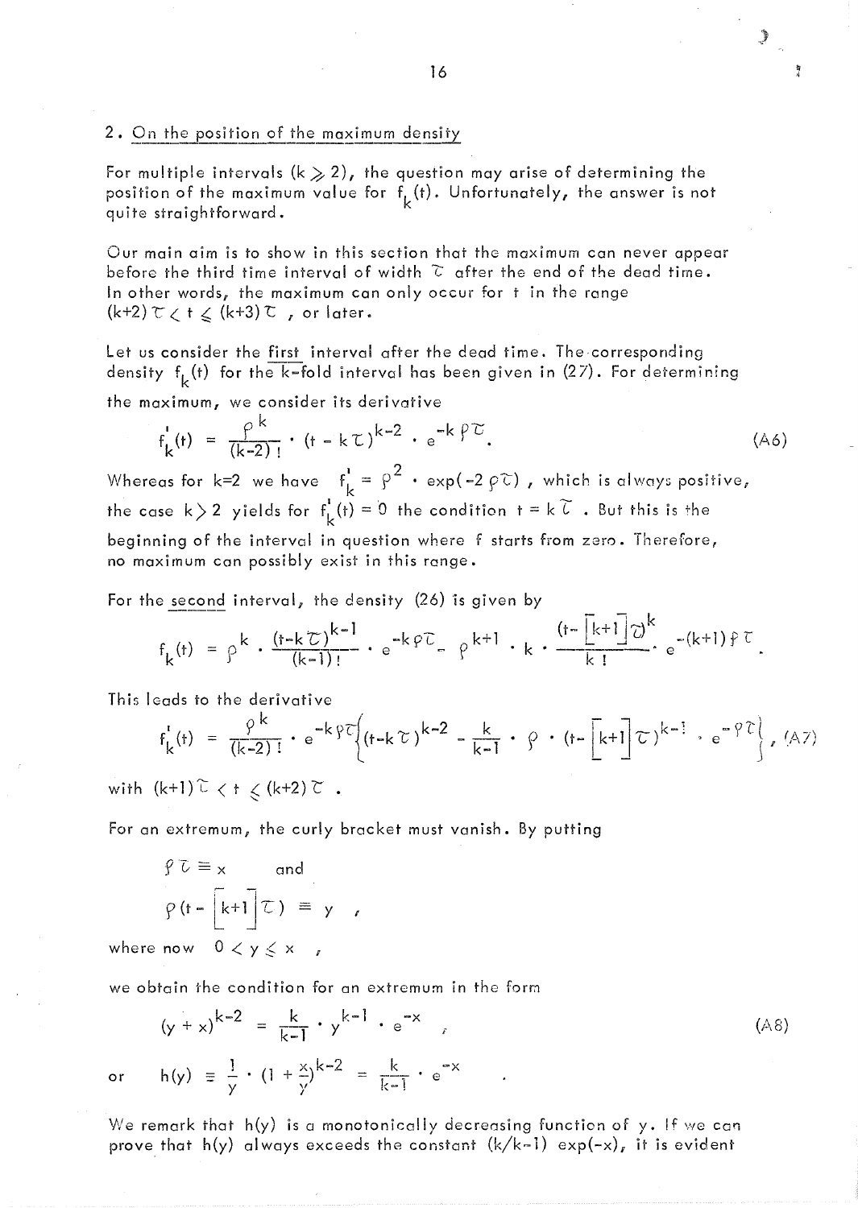## 2. On the position of the maximum density

For multiple intervals ($k \geqslant 2$), the question may arise of determining the position of the maximum value for $f_k(t)$. Unfortunately, the answer is not quite straightforward.

Our main aim is to show in this section that the maximum can never appear before the third time interval of width $\tau$ after the end of the dead time. In other words, the maximum can only occur for $t$ in the range $(k+2)\tau < t \leqslant (k+3)\tau$ , or later.

Let us consider the first interval after the dead time. The corresponding density $f_k(t)$ for the k-fold interval has been given in (27). For determining the maximum, we consider its derivative

$$f'_k(t) = \frac{\rho^k}{(k-2)!} \cdot (t - k\tau)^{k-2} \cdot e^{-k\rho\tau}. \tag{A6}$$

Whereas for k=2 we have $f'_k = \rho^2 \cdot \exp(-2\rho\tau)$ , which is always positive, the case $k > 2$ yields for $f'_k(t) = 0$ the condition $t = k\tau$ . But this is the beginning of the interval in question where f starts from zero. Therefore, no maximum can possibly exist in this range.

For the second interval, the density (26) is given by

$$f_k(t) = \rho^k \cdot \frac{(t-k\tau)^{k-1}}{(k-1)!} \cdot e^{-k\rho\tau} - \rho^{k+1} \cdot k \cdot \frac{(t-\left[k+1\right]\tau)^k}{k!} \cdot e^{-(k+1)\rho\tau}.$$

This leads to the derivative

$$f'_k(t) = \frac{\rho^k}{(k-2)!} \cdot e^{-k\rho\tau}\left\{(t-k\tau)^{k-2} - \frac{k}{k-1} \cdot \rho \cdot (t-\left[k+1\right]\tau)^{k-1} \cdot e^{-\rho\tau}\right\}, \tag{A7}$$

with $(k+1)\tau < t \leqslant (k+2)\tau$ .

For an extremum, the curly bracket must vanish. By putting

$$\rho\tau \equiv x \quad \text{and}$$

$$\rho(t - \left[k+1\right]\tau) \equiv y \quad ,$$

where now $0 < y \leqslant x$ ,

we obtain the condition for an extremum in the form

$$(y + x)^{k-2} = \frac{k}{k-1} \cdot y^{k-1} \cdot e^{-x} \quad , \tag{A8}$$

$$\text{or} \quad h(y) \equiv \frac{1}{y} \cdot (1 + \frac{x}{y})^{k-2} = \frac{k}{k-1} \cdot e^{-x} \quad .$$

We remark that h(y) is a monotonically decreasing function of y. If we can prove that h(y) always exceeds the constant $(k/k-1)\exp(-x)$, it is evident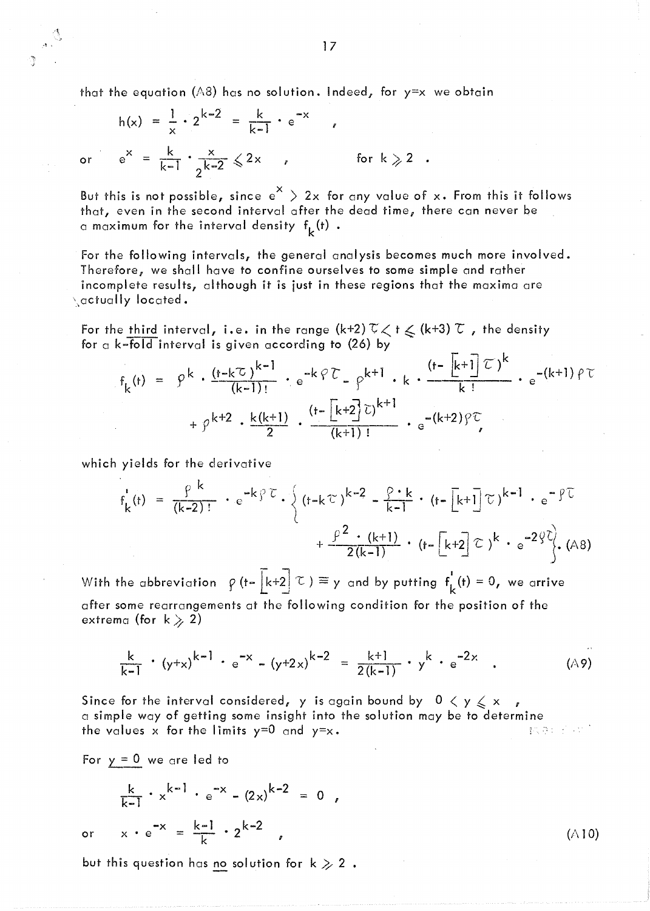that the equation (A8) has no solution. Indeed, for $y=x$ we obtain

$$h(x) = \frac{1}{x} \cdot 2^{k-2} = \frac{k}{k-1} \cdot e^{-x} \quad ,$$

$$\text{or} \qquad e^{x} = \frac{k}{k-1} \cdot \frac{x}{2^{k-2}} \leqslant 2x \quad , \qquad \text{for } k \geqslant 2 \quad .$$

But this is not possible, since $e^{x} > 2x$ for any value of $x$. From this it follows that, even in the second interval after the dead time, there can never be a maximum for the interval density $f_k(t)$ .

For the following intervals, the general analysis becomes much more involved. Therefore, we shall have to confine ourselves to some simple and rather incomplete results, although it is just in these regions that the maxima are actually located.

For the third interval, i.e. in the range $(k+2)\tau < t \leqslant (k+3)\tau$ , the density for a k-fold interval is given according to (26) by

$$f_k(t) = \rho^k \cdot \frac{(t-k\tau)^{k-1}}{(k-1)!} \cdot e^{-k\rho\tau} - \rho^{k+1} \cdot k \cdot \frac{(t-[k+1]\tau)^k}{k!} \cdot e^{-(k+1)\rho\tau}$$
$$+ \rho^{k+2} \cdot \frac{k(k+1)}{2} \cdot \frac{(t-[k+2]\tau)^{k+1}}{(k+1)!} \cdot e^{-(k+2)\rho\tau} ,$$

which yields for the derivative

$$f_k'(t) = \frac{\rho^k}{(k-2)!} \cdot e^{-k\rho\tau} \cdot \Big\{ (t-k\tau)^{k-2} - \frac{\rho \cdot k}{k-1} \cdot (t-[k+1]\tau)^{k-1} \cdot e^{-\rho\tau}$$
$$+ \frac{\rho^2 \cdot (k+1)}{2(k-1)} \cdot (t-[k+2]\tau)^k \cdot e^{-2\rho\tau} \Big\} . \qquad (A8)$$

With the abbreviation $\rho(t-[k+2]\tau) \equiv y$ and by putting $f_k'(t) = 0$, we arrive after some rearrangements at the following condition for the position of the extrema (for $k \geqslant 2$)

$$\frac{k}{k-1} \cdot (y+x)^{k-1} \cdot e^{-x} - (y+2x)^{k-2} = \frac{k+1}{2(k-1)} \cdot y^k \cdot e^{-2x} \quad . \qquad (A9)$$

Since for the interval considered, $y$ is again bound by $0 < y \leqslant x$ , a simple way of getting some insight into the solution may be to determine the values $x$ for the limits $y=0$ and $y=x$.

For $\underline{y = 0}$ we are led to

$$\frac{k}{k-1} \cdot x^{k-1} \cdot e^{-x} - (2x)^{k-2} = 0 \quad ,$$

$$\text{or} \qquad x \cdot e^{-x} = \frac{k-1}{k} \cdot 2^{k-2} \quad , \qquad (A10)$$

but this question has $\underline{\text{no}}$ solution for $k \geqslant 2$ .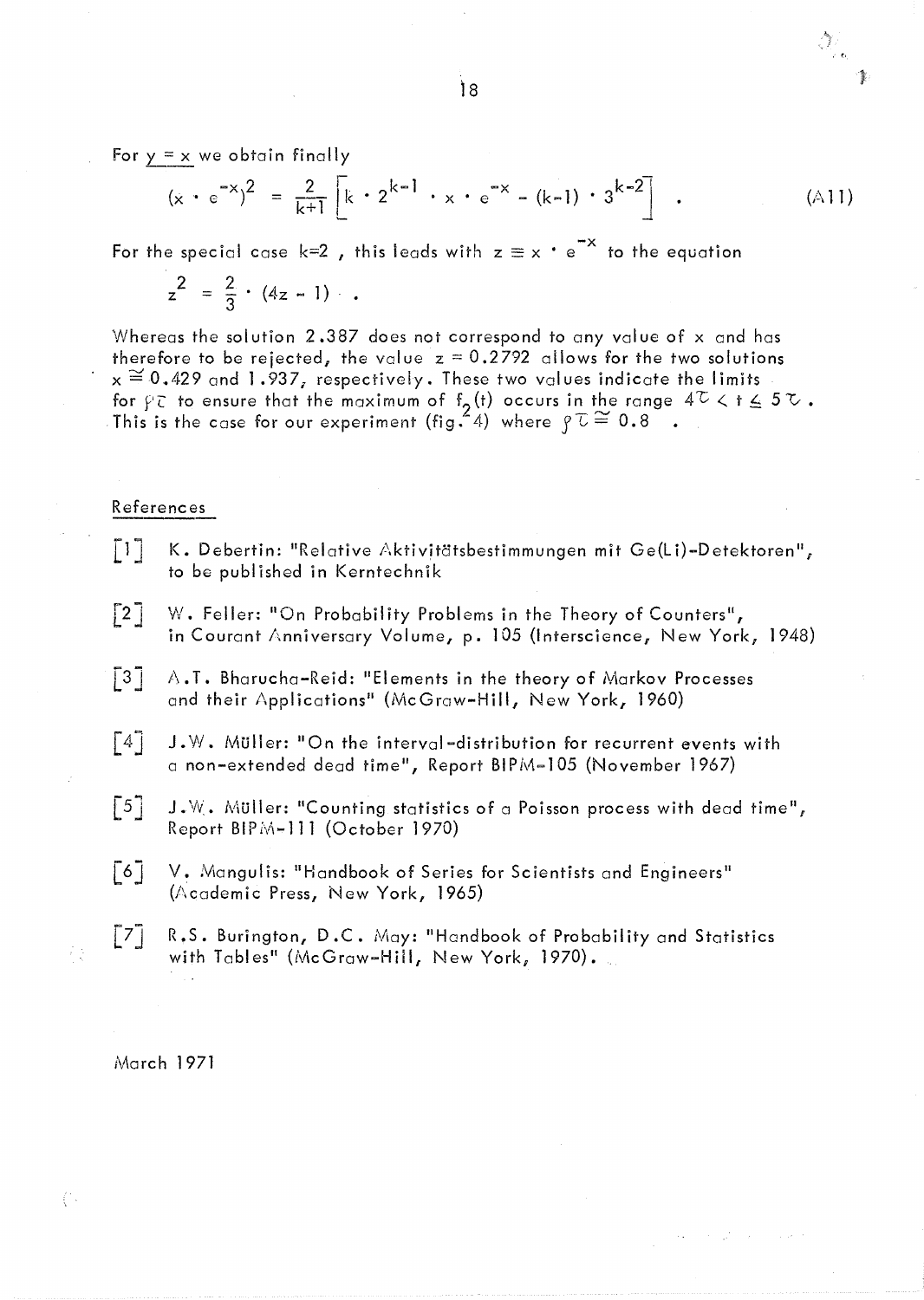For $\underline{y = x}$ we obtain finally

$$(x \cdot e^{-x})^2 = \frac{2}{k+1} \left[ k \cdot 2^{k-1} \cdot x \cdot e^{-x} - (k-1) \cdot 3^{k-2} \right] . \tag{A11}$$

For the special case $k=2$, this leads with $z \equiv x \cdot e^{-x}$ to the equation

$$z^2 = \frac{2}{3} \cdot (4z - 1) .$$

Whereas the solution 2.387 does not correspond to any value of $x$ and has therefore to be rejected, the value $z = 0.2792$ allows for the two solutions $x \cong 0.429$ and $1.937$, respectively. These two values indicate the limits for $\rho\tau$ to ensure that the maximum of $f_2(t)$ occurs in the range $4\tau < t \leq 5\tau$. This is the case for our experiment (fig. 4) where $\rho\tau \cong 0.8$ .

## References

[1] K. Debertin: "Relative Aktivitätsbestimmungen mit Ge(Li)-Detektoren", to be published in Kerntechnik

[2] W. Feller: "On Probability Problems in the Theory of Counters", in Courant Anniversary Volume, p. 105 (Interscience, New York, 1948)

[3] A.T. Bharucha-Reid: "Elements in the theory of Markov Processes and their Applications" (McGraw-Hill, New York, 1960)

[4] J.W. Müller: "On the interval-distribution for recurrent events with a non-extended dead time", Report BIPM-105 (November 1967)

[5] J.W. Müller: "Counting statistics of a Poisson process with dead time", Report BIPM-111 (October 1970)

[6] V. Mangulis: "Handbook of Series for Scientists and Engineers" (Academic Press, New York, 1965)

[7] R.S. Burington, D.C. May: "Handbook of Probability and Statistics with Tables" (McGraw-Hill, New York, 1970).

March 1971